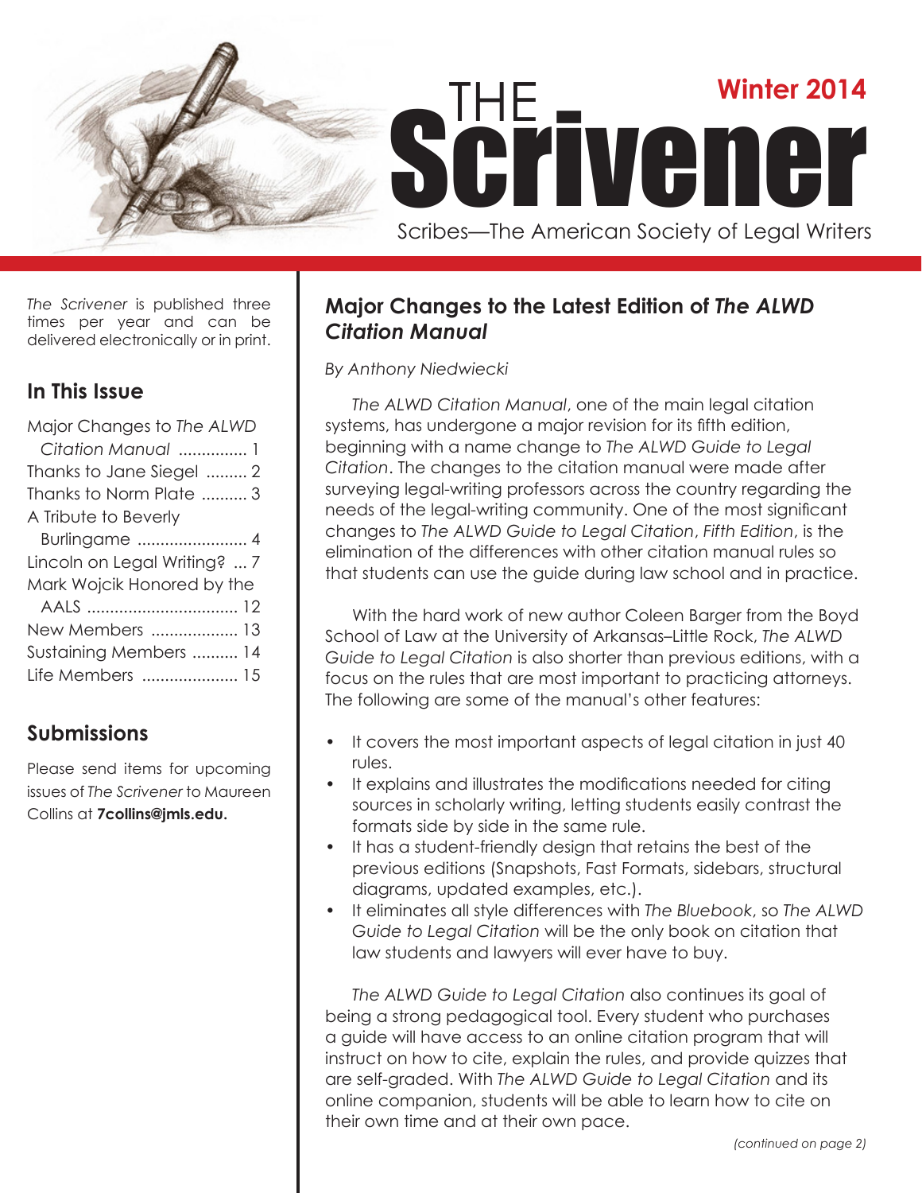# THE Scrivener

**Winter 2014**

Scribes—The American Society of Legal Writers

*The Scrivener* is published three times per year and can be delivered electronically or in print.

## In This Issue

- Major Changes to *The ALWD Citation Manual* ............... 1
- Thanks to Jane Siegel ......... 2
- Thanks to Norm Plate .......... 3
- A Tribute to Beverly Burlingame ........................ 4
- Lincoln on Legal Writing? ... 7
- Mark Wojcik Honored by the AALS ................................. 12
- New Members ................... 13
- Sustaining Members .......... 14
- Life Members ..................... 15

## Submissions

Please send items for upcoming issues of *The Scrivener* to Maureen Collins at **7collins@jmls.edu.**

## Major Changes to the Latest Edition of *The ALWD Citation Manual*

*By Anthony Niedwiecki*

*The ALWD Citation Manual*, one of the main legal citation systems, has undergone a major revision for its fifth edition, beginning with a name change to *The ALWD Guide to Legal Citation*. The changes to the citation manual were made after surveying legal-writing professors across the country regarding the needs of the legal-writing community. One of the most significant changes to *The ALWD Guide to Legal Citation*, *Fifth Edition*, is the elimination of the differences with other citation manual rules so that students can use the guide during law school and in practice.

With the hard work of new author Coleen Barger from the Boyd School of Law at the University of Arkansas–Little Rock, *The ALWD Guide to Legal Citation* is also shorter than previous editions, with a focus on the rules that are most important to practicing attorneys. The following are some of the manual's other features:

- It covers the most important aspects of legal citation in just 40 rules.
- It explains and illustrates the modifications needed for citing sources in scholarly writing, letting students easily contrast the formats side by side in the same rule.
- It has a student-friendly design that retains the best of the previous editions (Snapshots, Fast Formats, sidebars, structural diagrams, updated examples, etc.).
- It eliminates all style differences with *The Bluebook*, so *The ALWD Guide to Legal Citation* will be the only book on citation that law students and lawyers will ever have to buy.

*The ALWD Guide to Legal Citation* also continues its goal of being a strong pedagogical tool. Every student who purchases a guide will have access to an online citation program that will instruct on how to cite, explain the rules, and provide quizzes that are self-graded. With *The ALWD Guide to Legal Citation* and its online companion, students will be able to learn how to cite on their own time and at their own pace.

*(continued on page 2)*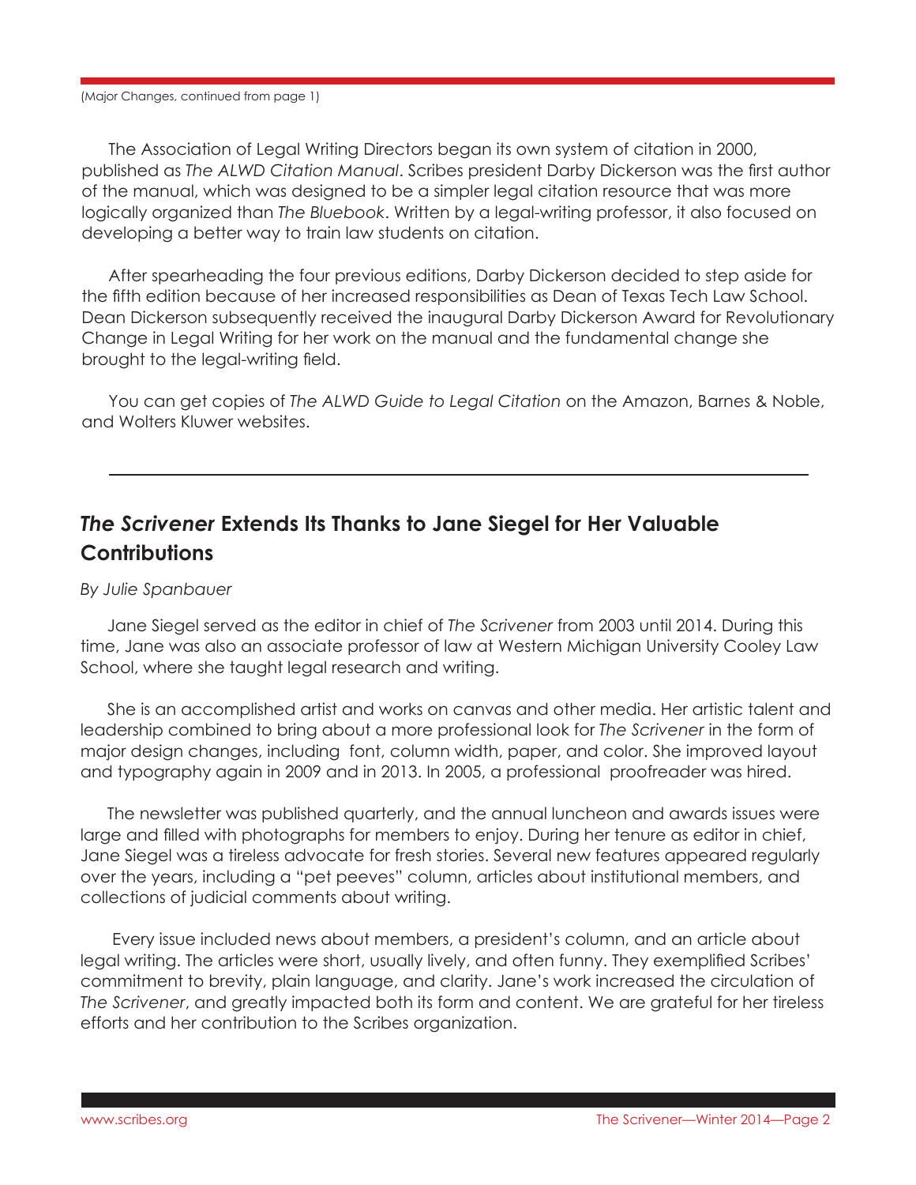(Major Changes, continued from page 1)

The Association of Legal Writing Directors began its own system of citation in 2000, published as *The ALWD Citation Manual*. Scribes president Darby Dickerson was the first author of the manual, which was designed to be a simpler legal citation resource that was more logically organized than *The Bluebook*. Written by a legal-writing professor, it also focused on developing a better way to train law students on citation.

After spearheading the four previous editions, Darby Dickerson decided to step aside for the fifth edition because of her increased responsibilities as Dean of Texas Tech Law School. Dean Dickerson subsequently received the inaugural Darby Dickerson Award for Revolutionary Change in Legal Writing for her work on the manual and the fundamental change she brought to the legal-writing field.

You can get copies of *The ALWD Guide to Legal Citation* on the Amazon, Barnes & Noble, and Wolters Kluwer websites.

---

## *The Scrivener* Extends Its Thanks to Jane Siegel for Her Valuable Contributions

*By Julie Spanbauer*

Jane Siegel served as the editor in chief of *The Scrivener* from 2003 until 2014. During this time, Jane was also an associate professor of law at Western Michigan University Cooley Law School, where she taught legal research and writing.

She is an accomplished artist and works on canvas and other media. Her artistic talent and leadership combined to bring about a more professional look for *The Scrivener* in the form of major design changes, including font, column width, paper, and color. She improved layout and typography again in 2009 and in 2013. In 2005, a professional proofreader was hired.

The newsletter was published quarterly, and the annual luncheon and awards issues were large and filled with photographs for members to enjoy. During her tenure as editor in chief, Jane Siegel was a tireless advocate for fresh stories. Several new features appeared regularly over the years, including a "pet peeves" column, articles about institutional members, and collections of judicial comments about writing.

Every issue included news about members, a president's column, and an article about legal writing. The articles were short, usually lively, and often funny. They exemplified Scribes' commitment to brevity, plain language, and clarity. Jane's work increased the circulation of *The Scrivener*, and greatly impacted both its form and content. We are grateful for her tireless efforts and her contribution to the Scribes organization.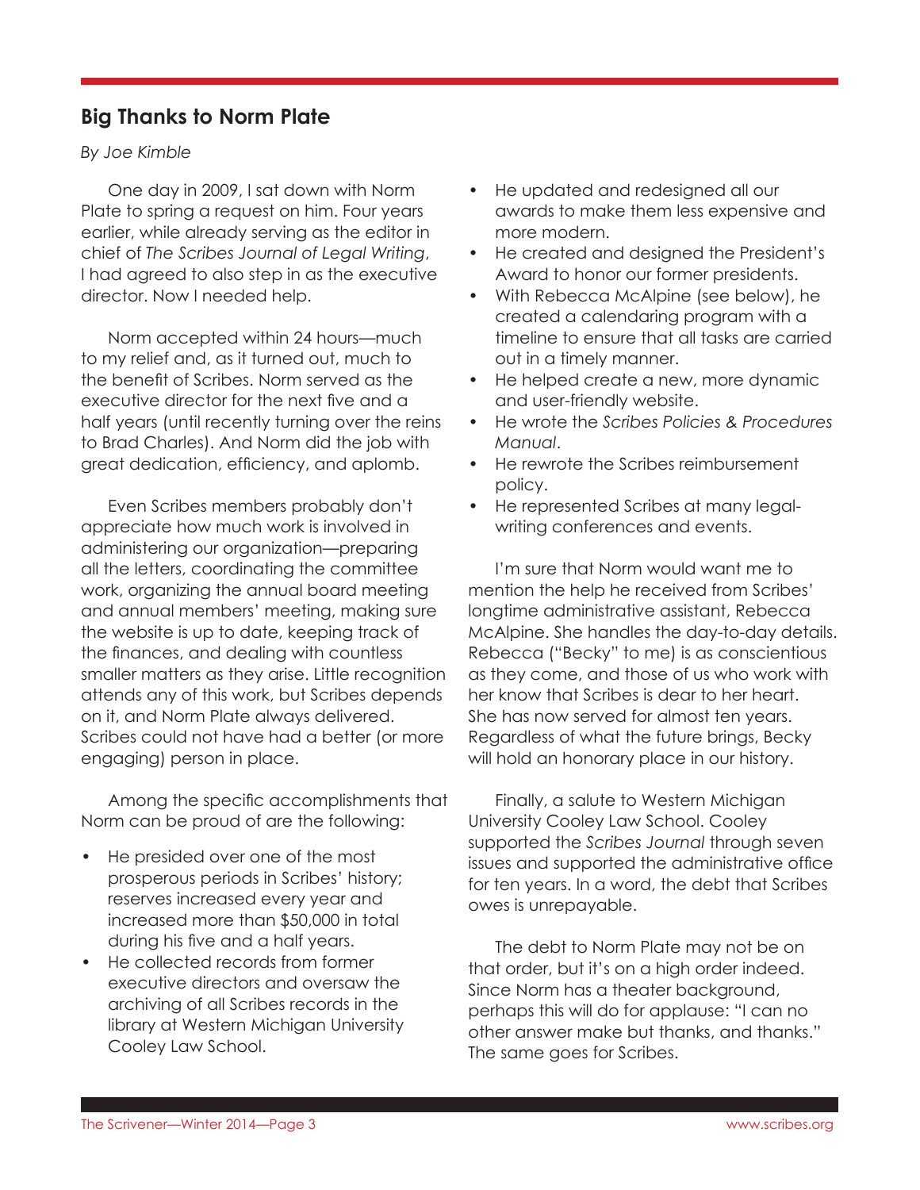## Big Thanks to Norm Plate

*By Joe Kimble*

One day in 2009, I sat down with Norm Plate to spring a request on him. Four years earlier, while already serving as the editor in chief of *The Scribes Journal of Legal Writing*, I had agreed to also step in as the executive director. Now I needed help.

Norm accepted within 24 hours—much to my relief and, as it turned out, much to the benefit of Scribes. Norm served as the executive director for the next five and a half years (until recently turning over the reins to Brad Charles). And Norm did the job with great dedication, efficiency, and aplomb.

Even Scribes members probably don't appreciate how much work is involved in administering our organization—preparing all the letters, coordinating the committee work, organizing the annual board meeting and annual members' meeting, making sure the website is up to date, keeping track of the finances, and dealing with countless smaller matters as they arise. Little recognition attends any of this work, but Scribes depends on it, and Norm Plate always delivered. Scribes could not have had a better (or more engaging) person in place.

Among the specific accomplishments that Norm can be proud of are the following:

- He presided over one of the most prosperous periods in Scribes' history; reserves increased every year and increased more than $50,000 in total during his five and a half years.
- He collected records from former executive directors and oversaw the archiving of all Scribes records in the library at Western Michigan University Cooley Law School.
- He updated and redesigned all our awards to make them less expensive and more modern.
- He created and designed the President's Award to honor our former presidents.
- With Rebecca McAlpine (see below), he created a calendaring program with a timeline to ensure that all tasks are carried out in a timely manner.
- He helped create a new, more dynamic and user-friendly website.
- He wrote the *Scribes Policies & Procedures Manual*.
- He rewrote the Scribes reimbursement policy.
- He represented Scribes at many legal-writing conferences and events.

I'm sure that Norm would want me to mention the help he received from Scribes' longtime administrative assistant, Rebecca McAlpine. She handles the day-to-day details. Rebecca ("Becky" to me) is as conscientious as they come, and those of us who work with her know that Scribes is dear to her heart. She has now served for almost ten years. Regardless of what the future brings, Becky will hold an honorary place in our history.

Finally, a salute to Western Michigan University Cooley Law School. Cooley supported the *Scribes Journal* through seven issues and supported the administrative office for ten years. In a word, the debt that Scribes owes is unrepayable.

The debt to Norm Plate may not be on that order, but it's on a high order indeed. Since Norm has a theater background, perhaps this will do for applause: "I can no other answer make but thanks, and thanks." The same goes for Scribes.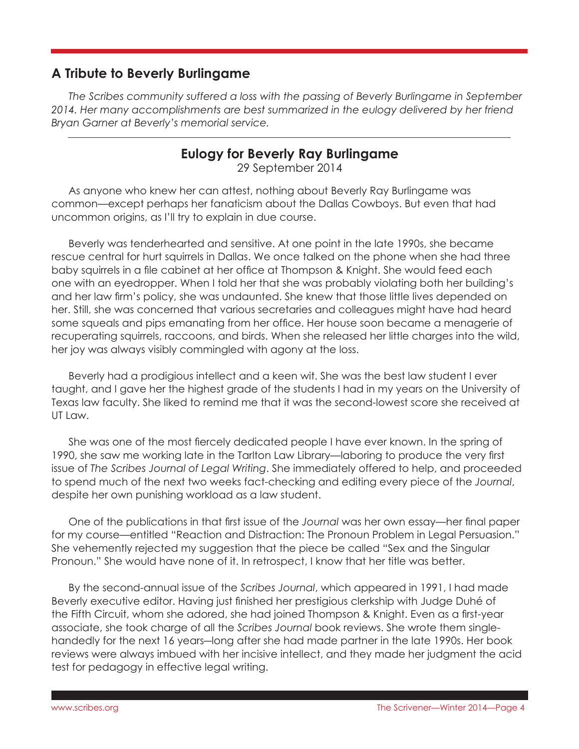## A Tribute to Beverly Burlingame

*The Scribes community suffered a loss with the passing of Beverly Burlingame in September 2014. Her many accomplishments are best summarized in the eulogy delivered by her friend Bryan Garner at Beverly's memorial service.*

---

### Eulogy for Beverly Ray Burlingame

29 September 2014

As anyone who knew her can attest, nothing about Beverly Ray Burlingame was common—except perhaps her fanaticism about the Dallas Cowboys. But even that had uncommon origins, as I'll try to explain in due course.

Beverly was tenderhearted and sensitive. At one point in the late 1990s, she became rescue central for hurt squirrels in Dallas. We once talked on the phone when she had three baby squirrels in a file cabinet at her office at Thompson & Knight. She would feed each one with an eyedropper. When I told her that she was probably violating both her building's and her law firm's policy, she was undaunted. She knew that those little lives depended on her. Still, she was concerned that various secretaries and colleagues might have had heard some squeals and pips emanating from her office. Her house soon became a menagerie of recuperating squirrels, raccoons, and birds. When she released her little charges into the wild, her joy was always visibly commingled with agony at the loss.

Beverly had a prodigious intellect and a keen wit. She was the best law student I ever taught, and I gave her the highest grade of the students I had in my years on the University of Texas law faculty. She liked to remind me that it was the second-lowest score she received at UT Law.

She was one of the most fiercely dedicated people I have ever known. In the spring of 1990, she saw me working late in the Tarlton Law Library—laboring to produce the very first issue of *The Scribes Journal of Legal Writing*. She immediately offered to help, and proceeded to spend much of the next two weeks fact-checking and editing every piece of the *Journal*, despite her own punishing workload as a law student.

One of the publications in that first issue of the *Journal* was her own essay—her final paper for my course—entitled "Reaction and Distraction: The Pronoun Problem in Legal Persuasion." She vehemently rejected my suggestion that the piece be called "Sex and the Singular Pronoun." She would have none of it. In retrospect, I know that her title was better.

By the second-annual issue of the *Scribes Journal*, which appeared in 1991, I had made Beverly executive editor. Having just finished her prestigious clerkship with Judge Duhé of the Fifth Circuit, whom she adored, she had joined Thompson & Knight. Even as a first-year associate, she took charge of all the *Scribes Journal* book reviews. She wrote them single-handedly for the next 16 years—long after she had made partner in the late 1990s. Her book reviews were always imbued with her incisive intellect, and they made her judgment the acid test for pedagogy in effective legal writing.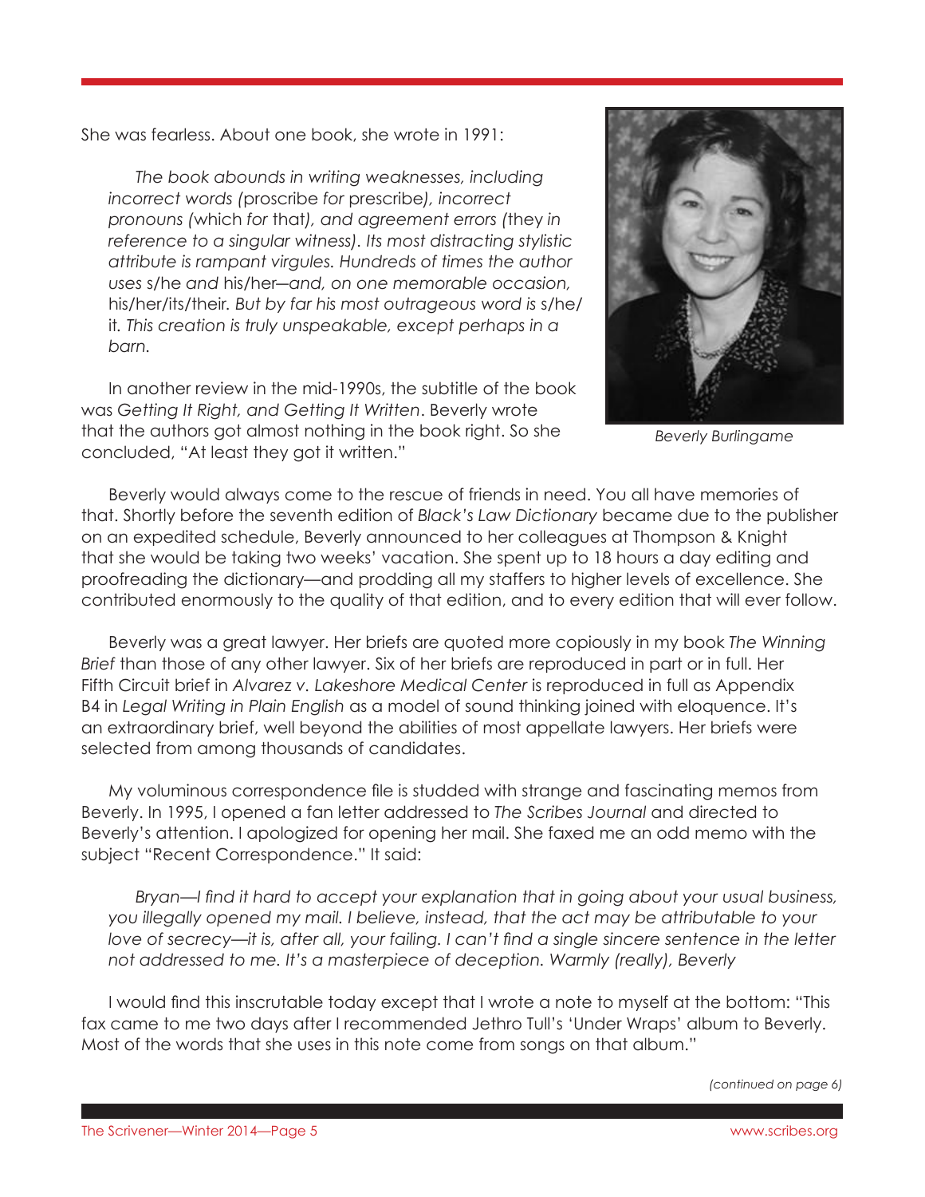She was fearless. About one book, she wrote in 1991:

> *The book abounds in writing weaknesses, including incorrect words (*proscribe *for* prescribe*), incorrect pronouns (*which *for* that*), and agreement errors (*they *in reference to a singular witness). Its most distracting stylistic attribute is rampant virgules. Hundreds of times the author uses* s/he *and* his/her*—and, on one memorable occasion,* his/her/its/their*. But by far his most outrageous word is* s/he/it*. This creation is truly unspeakable, except perhaps in a barn.*

In another review in the mid-1990s, the subtitle of the book was *Getting It Right, and Getting It Written*. Beverly wrote that the authors got almost nothing in the book right. So she concluded, "At least they got it written."

*Beverly Burlingame*

Beverly would always come to the rescue of friends in need. You all have memories of that. Shortly before the seventh edition of *Black's Law Dictionary* became due to the publisher on an expedited schedule, Beverly announced to her colleagues at Thompson & Knight that she would be taking two weeks' vacation. She spent up to 18 hours a day editing and proofreading the dictionary—and prodding all my staffers to higher levels of excellence. She contributed enormously to the quality of that edition, and to every edition that will ever follow.

Beverly was a great lawyer. Her briefs are quoted more copiously in my book *The Winning Brief* than those of any other lawyer. Six of her briefs are reproduced in part or in full. Her Fifth Circuit brief in *Alvarez v. Lakeshore Medical Center* is reproduced in full as Appendix B4 in *Legal Writing in Plain English* as a model of sound thinking joined with eloquence. It's an extraordinary brief, well beyond the abilities of most appellate lawyers. Her briefs were selected from among thousands of candidates.

My voluminous correspondence file is studded with strange and fascinating memos from Beverly. In 1995, I opened a fan letter addressed to *The Scribes Journal* and directed to Beverly's attention. I apologized for opening her mail. She faxed me an odd memo with the subject "Recent Correspondence." It said:

> *Bryan—I find it hard to accept your explanation that in going about your usual business, you illegally opened my mail. I believe, instead, that the act may be attributable to your love of secrecy—it is, after all, your failing. I can't find a single sincere sentence in the letter not addressed to me. It's a masterpiece of deception. Warmly (really), Beverly*

I would find this inscrutable today except that I wrote a note to myself at the bottom: "This fax came to me two days after I recommended Jethro Tull's 'Under Wraps' album to Beverly. Most of the words that she uses in this note come from songs on that album."

*(continued on page 6)*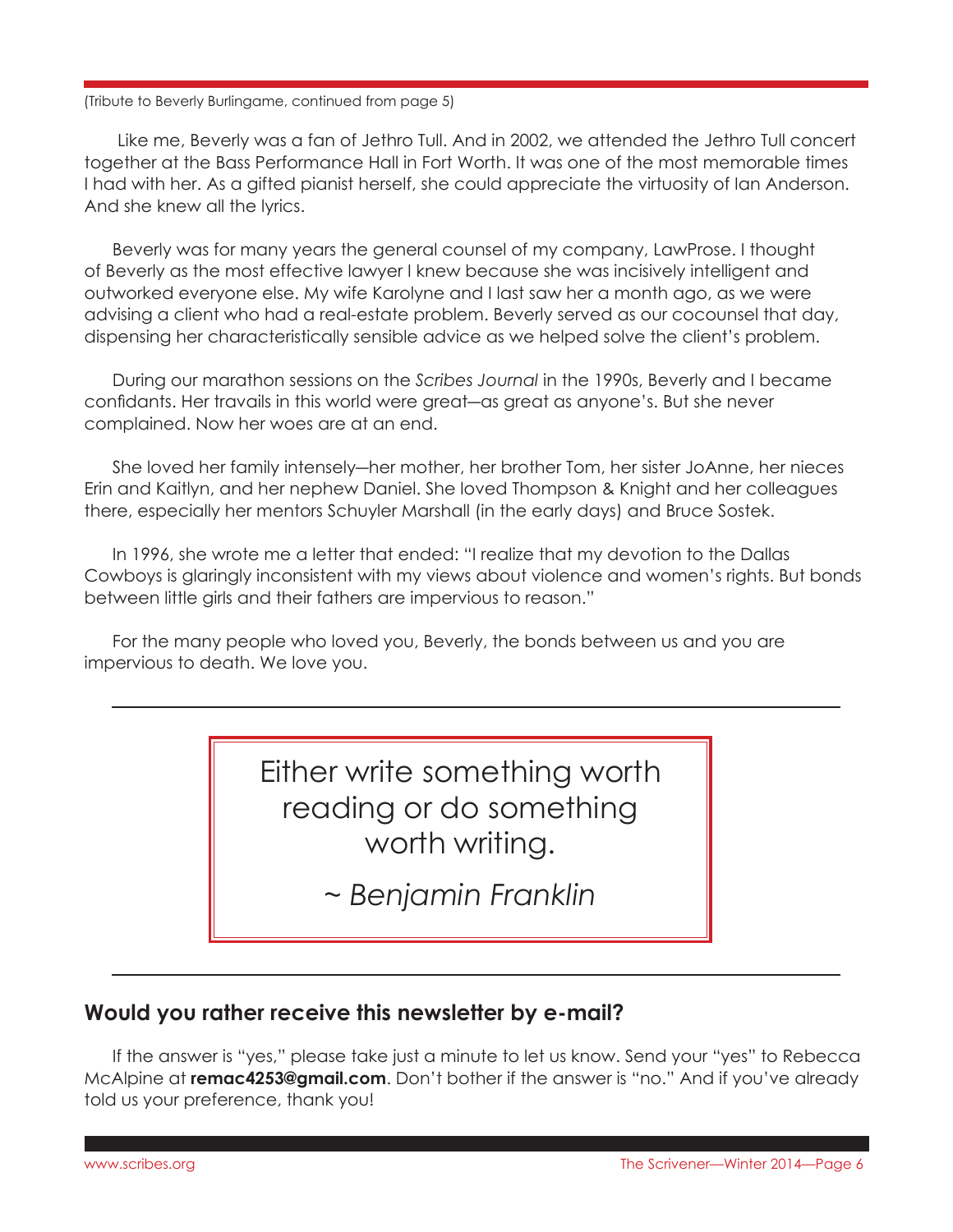(Tribute to Beverly Burlingame, continued from page 5)

Like me, Beverly was a fan of Jethro Tull. And in 2002, we attended the Jethro Tull concert together at the Bass Performance Hall in Fort Worth. It was one of the most memorable times I had with her. As a gifted pianist herself, she could appreciate the virtuosity of Ian Anderson. And she knew all the lyrics.

Beverly was for many years the general counsel of my company, LawProse. I thought of Beverly as the most effective lawyer I knew because she was incisively intelligent and outworked everyone else. My wife Karolyne and I last saw her a month ago, as we were advising a client who had a real-estate problem. Beverly served as our cocounsel that day, dispensing her characteristically sensible advice as we helped solve the client's problem.

During our marathon sessions on the *Scribes Journal* in the 1990s, Beverly and I became confidants. Her travails in this world were great—as great as anyone's. But she never complained. Now her woes are at an end.

She loved her family intensely—her mother, her brother Tom, her sister JoAnne, her nieces Erin and Kaitlyn, and her nephew Daniel. She loved Thompson & Knight and her colleagues there, especially her mentors Schuyler Marshall (in the early days) and Bruce Sostek.

In 1996, she wrote me a letter that ended: "I realize that my devotion to the Dallas Cowboys is glaringly inconsistent with my views about violence and women's rights. But bonds between little girls and their fathers are impervious to reason."

For the many people who loved you, Beverly, the bonds between us and you are impervious to death. We love you.

---

> Either write something worth reading or do something worth writing.
>
> ~ *Benjamin Franklin*

---

## Would you rather receive this newsletter by e-mail?

If the answer is "yes," please take just a minute to let us know. Send your "yes" to Rebecca McAlpine at **remac4253@gmail.com**. Don't bother if the answer is "no." And if you've already told us your preference, thank you!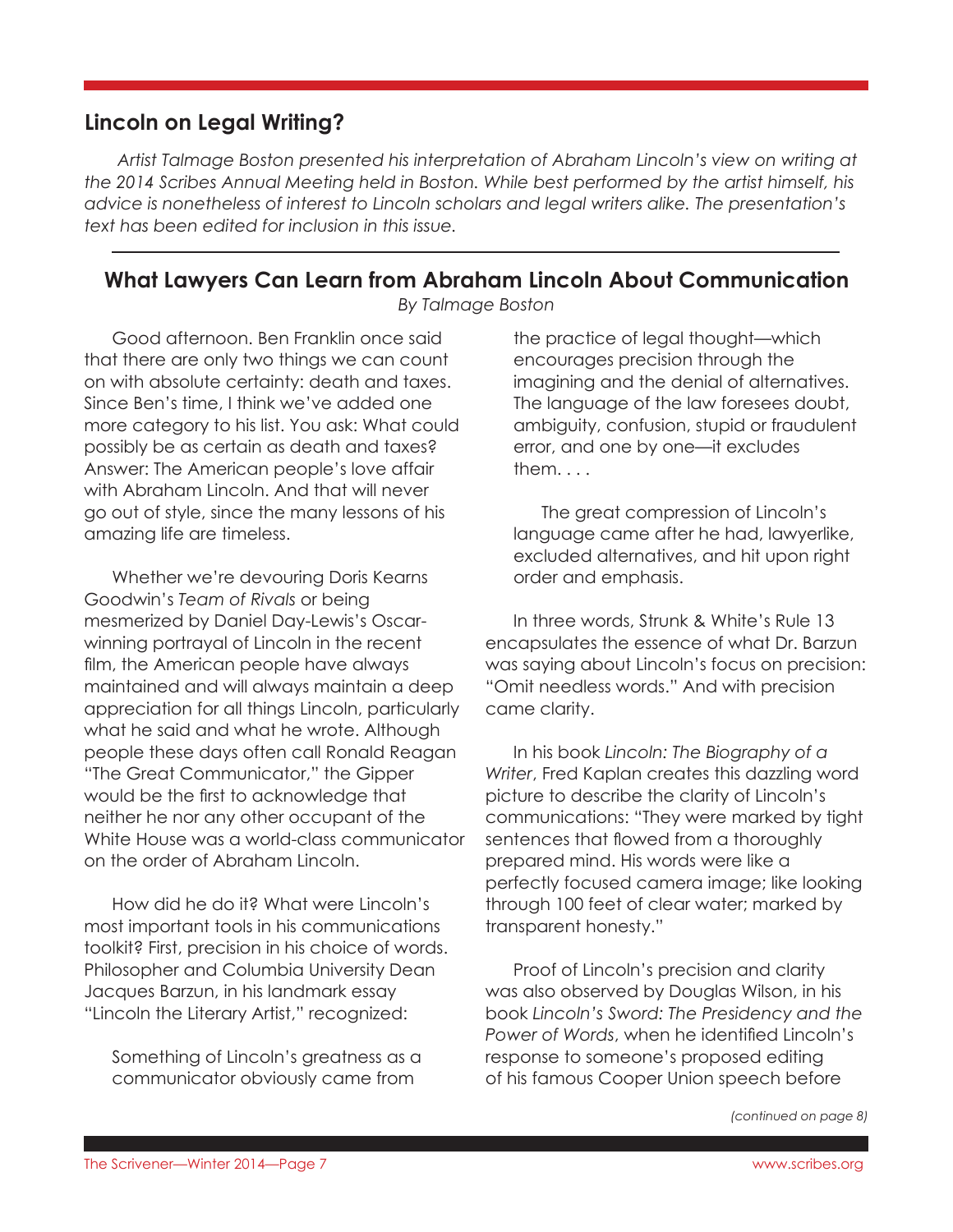## Lincoln on Legal Writing?

*Artist Talmage Boston presented his interpretation of Abraham Lincoln's view on writing at the 2014 Scribes Annual Meeting held in Boston. While best performed by the artist himself, his advice is nonetheless of interest to Lincoln scholars and legal writers alike. The presentation's text has been edited for inclusion in this issue.*

---

## What Lawyers Can Learn from Abraham Lincoln About Communication

*By Talmage Boston*

Good afternoon. Ben Franklin once said that there are only two things we can count on with absolute certainty: death and taxes. Since Ben's time, I think we've added one more category to his list. You ask: What could possibly be as certain as death and taxes? Answer: The American people's love affair with Abraham Lincoln. And that will never go out of style, since the many lessons of his amazing life are timeless.

Whether we're devouring Doris Kearns Goodwin's *Team of Rivals* or being mesmerized by Daniel Day-Lewis's Oscar-winning portrayal of Lincoln in the recent film, the American people have always maintained and will always maintain a deep appreciation for all things Lincoln, particularly what he said and what he wrote. Although people these days often call Ronald Reagan "The Great Communicator," the Gipper would be the first to acknowledge that neither he nor any other occupant of the White House was a world-class communicator on the order of Abraham Lincoln.

How did he do it? What were Lincoln's most important tools in his communications toolkit? First, precision in his choice of words. Philosopher and Columbia University Dean Jacques Barzun, in his landmark essay "Lincoln the Literary Artist," recognized:

> Something of Lincoln's greatness as a communicator obviously came from the practice of legal thought—which encourages precision through the imagining and the denial of alternatives. The language of the law foresees doubt, ambiguity, confusion, stupid or fraudulent error, and one by one—it excludes them. . . .
>
> The great compression of Lincoln's language came after he had, lawyerlike, excluded alternatives, and hit upon right order and emphasis.

In three words, Strunk & White's Rule 13 encapsulates the essence of what Dr. Barzun was saying about Lincoln's focus on precision: "Omit needless words." And with precision came clarity.

In his book *Lincoln: The Biography of a Writer*, Fred Kaplan creates this dazzling word picture to describe the clarity of Lincoln's communications: "They were marked by tight sentences that flowed from a thoroughly prepared mind. His words were like a perfectly focused camera image; like looking through 100 feet of clear water; marked by transparent honesty."

Proof of Lincoln's precision and clarity was also observed by Douglas Wilson, in his book *Lincoln's Sword: The Presidency and the Power of Words*, when he identified Lincoln's response to someone's proposed editing of his famous Cooper Union speech before

*(continued on page 8)*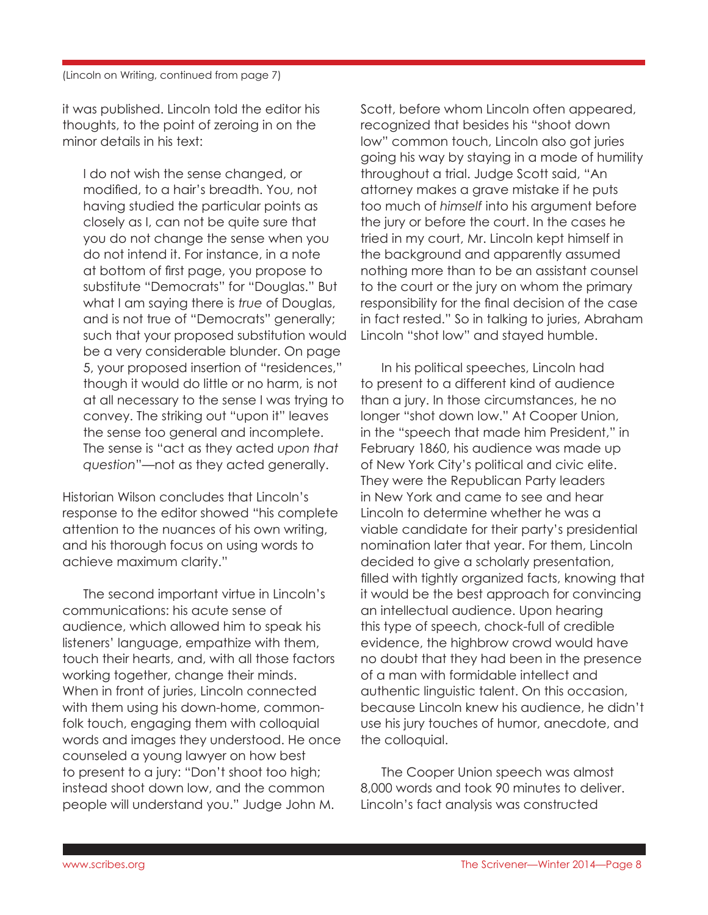(Lincoln on Writing, continued from page 7)

it was published. Lincoln told the editor his thoughts, to the point of zeroing in on the minor details in his text:

> I do not wish the sense changed, or modified, to a hair's breadth. You, not having studied the particular points as closely as I, can not be quite sure that you do not change the sense when you do not intend it. For instance, in a note at bottom of first page, you propose to substitute "Democrats" for "Douglas." But what I am saying there is *true* of Douglas, and is not true of "Democrats" generally; such that your proposed substitution would be a very considerable blunder. On page 5, your proposed insertion of "residences," though it would do little or no harm, is not at all necessary to the sense I was trying to convey. The striking out "upon it" leaves the sense too general and incomplete. The sense is "act as they acted *upon that question*"—not as they acted generally.

Historian Wilson concludes that Lincoln's response to the editor showed "his complete attention to the nuances of his own writing, and his thorough focus on using words to achieve maximum clarity."

The second important virtue in Lincoln's communications: his acute sense of audience, which allowed him to speak his listeners' language, empathize with them, touch their hearts, and, with all those factors working together, change their minds. When in front of juries, Lincoln connected with them using his down-home, common-folk touch, engaging them with colloquial words and images they understood. He once counseled a young lawyer on how best to present to a jury: "Don't shoot too high; instead shoot down low, and the common people will understand you." Judge John M. Scott, before whom Lincoln often appeared, recognized that besides his "shoot down low" common touch, Lincoln also got juries going his way by staying in a mode of humility throughout a trial. Judge Scott said, "An attorney makes a grave mistake if he puts too much of *himself* into his argument before the jury or before the court. In the cases he tried in my court, Mr. Lincoln kept himself in the background and apparently assumed nothing more than to be an assistant counsel to the court or the jury on whom the primary responsibility for the final decision of the case in fact rested." So in talking to juries, Abraham Lincoln "shot low" and stayed humble.

In his political speeches, Lincoln had to present to a different kind of audience than a jury. In those circumstances, he no longer "shot down low." At Cooper Union, in the "speech that made him President," in February 1860, his audience was made up of New York City's political and civic elite. They were the Republican Party leaders in New York and came to see and hear Lincoln to determine whether he was a viable candidate for their party's presidential nomination later that year. For them, Lincoln decided to give a scholarly presentation, filled with tightly organized facts, knowing that it would be the best approach for convincing an intellectual audience. Upon hearing this type of speech, chock-full of credible evidence, the highbrow crowd would have no doubt that they had been in the presence of a man with formidable intellect and authentic linguistic talent. On this occasion, because Lincoln knew his audience, he didn't use his jury touches of humor, anecdote, and the colloquial.

The Cooper Union speech was almost 8,000 words and took 90 minutes to deliver. Lincoln's fact analysis was constructed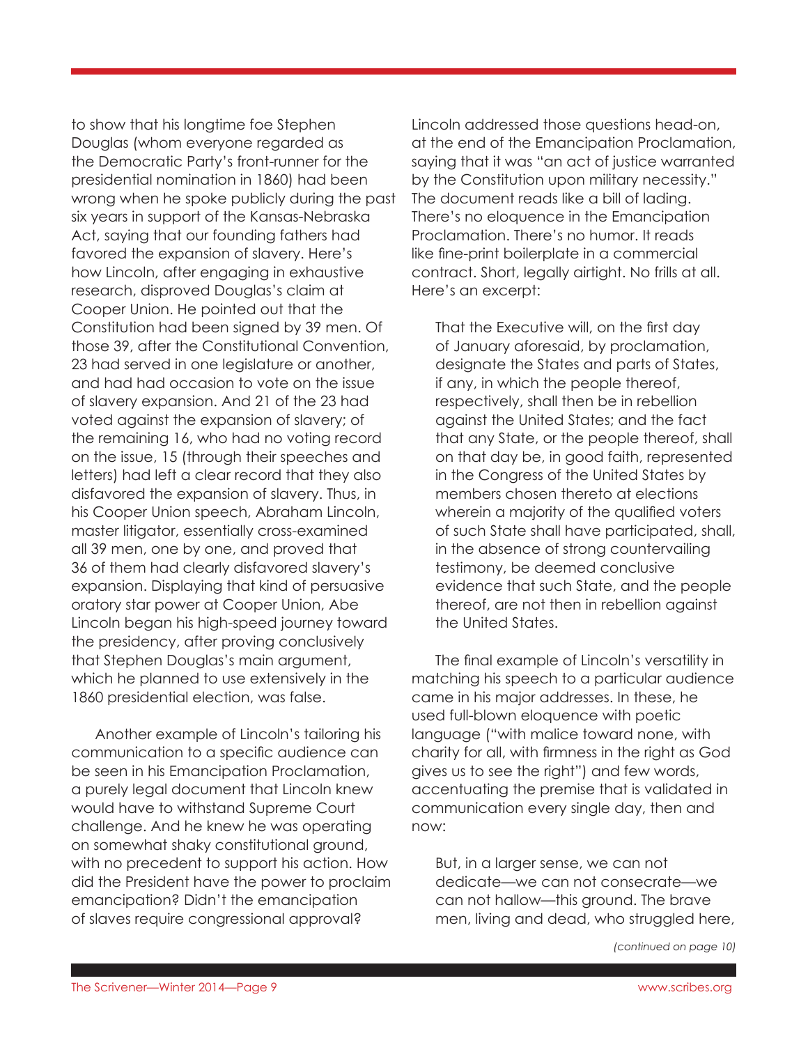to show that his longtime foe Stephen Douglas (whom everyone regarded as the Democratic Party's front-runner for the presidential nomination in 1860) had been wrong when he spoke publicly during the past six years in support of the Kansas-Nebraska Act, saying that our founding fathers had favored the expansion of slavery. Here's how Lincoln, after engaging in exhaustive research, disproved Douglas's claim at Cooper Union. He pointed out that the Constitution had been signed by 39 men. Of those 39, after the Constitutional Convention, 23 had served in one legislature or another, and had had occasion to vote on the issue of slavery expansion. And 21 of the 23 had voted against the expansion of slavery; of the remaining 16, who had no voting record on the issue, 15 (through their speeches and letters) had left a clear record that they also disfavored the expansion of slavery. Thus, in his Cooper Union speech, Abraham Lincoln, master litigator, essentially cross-examined all 39 men, one by one, and proved that 36 of them had clearly disfavored slavery's expansion. Displaying that kind of persuasive oratory star power at Cooper Union, Abe Lincoln began his high-speed journey toward the presidency, after proving conclusively that Stephen Douglas's main argument, which he planned to use extensively in the 1860 presidential election, was false.

Another example of Lincoln's tailoring his communication to a specific audience can be seen in his Emancipation Proclamation, a purely legal document that Lincoln knew would have to withstand Supreme Court challenge. And he knew he was operating on somewhat shaky constitutional ground, with no precedent to support his action. How did the President have the power to proclaim emancipation? Didn't the emancipation of slaves require congressional approval? Lincoln addressed those questions head-on, at the end of the Emancipation Proclamation, saying that it was "an act of justice warranted by the Constitution upon military necessity." The document reads like a bill of lading. There's no eloquence in the Emancipation Proclamation. There's no humor. It reads like fine-print boilerplate in a commercial contract. Short, legally airtight. No frills at all. Here's an excerpt:

> That the Executive will, on the first day of January aforesaid, by proclamation, designate the States and parts of States, if any, in which the people thereof, respectively, shall then be in rebellion against the United States; and the fact that any State, or the people thereof, shall on that day be, in good faith, represented in the Congress of the United States by members chosen thereto at elections wherein a majority of the qualified voters of such State shall have participated, shall, in the absence of strong countervailing testimony, be deemed conclusive evidence that such State, and the people thereof, are not then in rebellion against the United States.

The final example of Lincoln's versatility in matching his speech to a particular audience came in his major addresses. In these, he used full-blown eloquence with poetic language ("with malice toward none, with charity for all, with firmness in the right as God gives us to see the right") and few words, accentuating the premise that is validated in communication every single day, then and now:

> But, in a larger sense, we can not dedicate—we can not consecrate—we can not hallow—this ground. The brave men, living and dead, who struggled here,

*(continued on page 10)*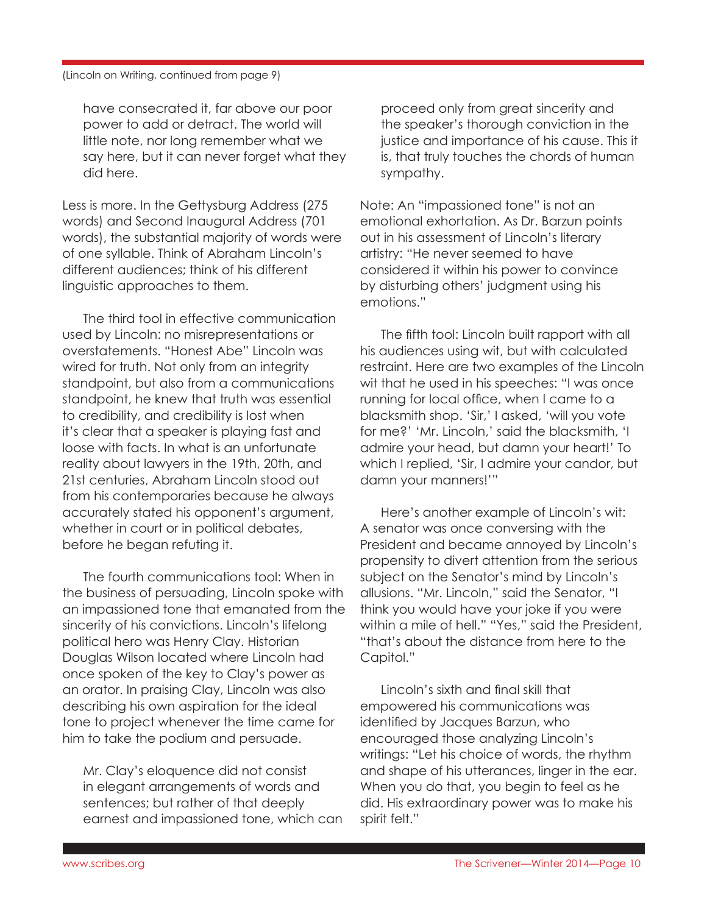(Lincoln on Writing, continued from page 9)

> have consecrated it, far above our poor power to add or detract. The world will little note, nor long remember what we say here, but it can never forget what they did here.

Less is more. In the Gettysburg Address (275 words) and Second Inaugural Address (701 words), the substantial majority of words were of one syllable. Think of Abraham Lincoln's different audiences; think of his different linguistic approaches to them.

The third tool in effective communication used by Lincoln: no misrepresentations or overstatements. "Honest Abe" Lincoln was wired for truth. Not only from an integrity standpoint, but also from a communications standpoint, he knew that truth was essential to credibility, and credibility is lost when it's clear that a speaker is playing fast and loose with facts. In what is an unfortunate reality about lawyers in the 19th, 20th, and 21st centuries, Abraham Lincoln stood out from his contemporaries because he always accurately stated his opponent's argument, whether in court or in political debates, before he began refuting it.

The fourth communications tool: When in the business of persuading, Lincoln spoke with an impassioned tone that emanated from the sincerity of his convictions. Lincoln's lifelong political hero was Henry Clay. Historian Douglas Wilson located where Lincoln had once spoken of the key to Clay's power as an orator. In praising Clay, Lincoln was also describing his own aspiration for the ideal tone to project whenever the time came for him to take the podium and persuade.

> Mr. Clay's eloquence did not consist in elegant arrangements of words and sentences; but rather of that deeply earnest and impassioned tone, which can proceed only from great sincerity and the speaker's thorough conviction in the justice and importance of his cause. This it is, that truly touches the chords of human sympathy.

Note: An "impassioned tone" is not an emotional exhortation. As Dr. Barzun points out in his assessment of Lincoln's literary artistry: "He never seemed to have considered it within his power to convince by disturbing others' judgment using his emotions."

The fifth tool: Lincoln built rapport with all his audiences using wit, but with calculated restraint. Here are two examples of the Lincoln wit that he used in his speeches: "I was once running for local office, when I came to a blacksmith shop. 'Sir,' I asked, 'will you vote for me?' 'Mr. Lincoln,' said the blacksmith, 'I admire your head, but damn your heart!' To which I replied, 'Sir, I admire your candor, but damn your manners!'"

Here's another example of Lincoln's wit: A senator was once conversing with the President and became annoyed by Lincoln's propensity to divert attention from the serious subject on the Senator's mind by Lincoln's allusions. "Mr. Lincoln," said the Senator, "I think you would have your joke if you were within a mile of hell." "Yes," said the President, "that's about the distance from here to the Capitol."

Lincoln's sixth and final skill that empowered his communications was identified by Jacques Barzun, who encouraged those analyzing Lincoln's writings: "Let his choice of words, the rhythm and shape of his utterances, linger in the ear. When you do that, you begin to feel as he did. His extraordinary power was to make his spirit felt."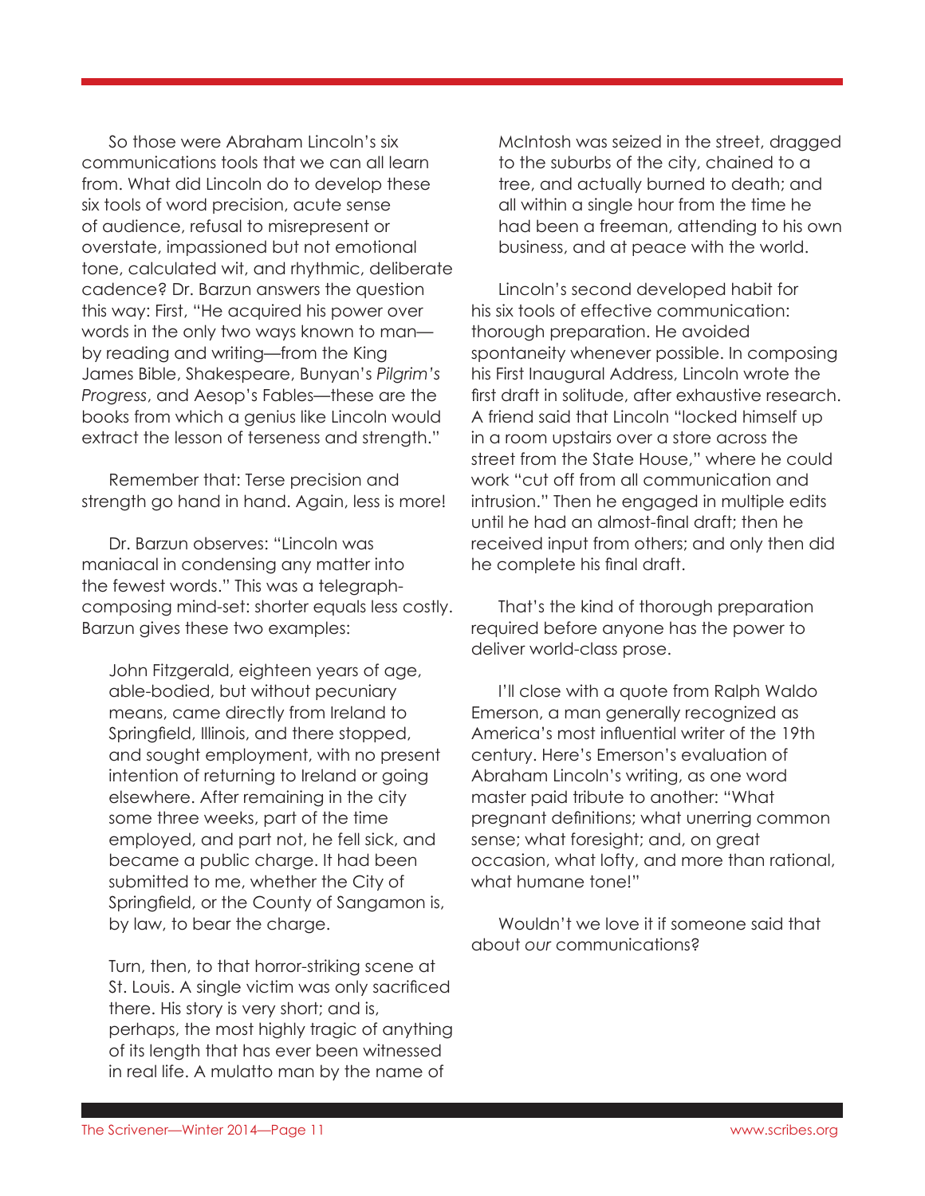So those were Abraham Lincoln's six communications tools that we can all learn from. What did Lincoln do to develop these six tools of word precision, acute sense of audience, refusal to misrepresent or overstate, impassioned but not emotional tone, calculated wit, and rhythmic, deliberate cadence? Dr. Barzun answers the question this way: First, "He acquired his power over words in the only two ways known to man—by reading and writing—from the King James Bible, Shakespeare, Bunyan's *Pilgrim's Progress*, and Aesop's Fables—these are the books from which a genius like Lincoln would extract the lesson of terseness and strength."

Remember that: Terse precision and strength go hand in hand. Again, less is more!

Dr. Barzun observes: "Lincoln was maniacal in condensing any matter into the fewest words." This was a telegraph-composing mind-set: shorter equals less costly. Barzun gives these two examples:

> John Fitzgerald, eighteen years of age, able-bodied, but without pecuniary means, came directly from Ireland to Springfield, Illinois, and there stopped, and sought employment, with no present intention of returning to Ireland or going elsewhere. After remaining in the city some three weeks, part of the time employed, and part not, he fell sick, and became a public charge. It had been submitted to me, whether the City of Springfield, or the County of Sangamon is, by law, to bear the charge.

> Turn, then, to that horror-striking scene at St. Louis. A single victim was only sacrificed there. His story is very short; and is, perhaps, the most highly tragic of anything of its length that has ever been witnessed in real life. A mulatto man by the name of McIntosh was seized in the street, dragged to the suburbs of the city, chained to a tree, and actually burned to death; and all within a single hour from the time he had been a freeman, attending to his own business, and at peace with the world.

Lincoln's second developed habit for his six tools of effective communication: thorough preparation. He avoided spontaneity whenever possible. In composing his First Inaugural Address, Lincoln wrote the first draft in solitude, after exhaustive research. A friend said that Lincoln "locked himself up in a room upstairs over a store across the street from the State House," where he could work "cut off from all communication and intrusion." Then he engaged in multiple edits until he had an almost-final draft; then he received input from others; and only then did he complete his final draft.

That's the kind of thorough preparation required before anyone has the power to deliver world-class prose.

I'll close with a quote from Ralph Waldo Emerson, a man generally recognized as America's most influential writer of the 19th century. Here's Emerson's evaluation of Abraham Lincoln's writing, as one word master paid tribute to another: "What pregnant definitions; what unerring common sense; what foresight; and, on great occasion, what lofty, and more than rational, what humane tone!"

Wouldn't we love it if someone said that about *our* communications?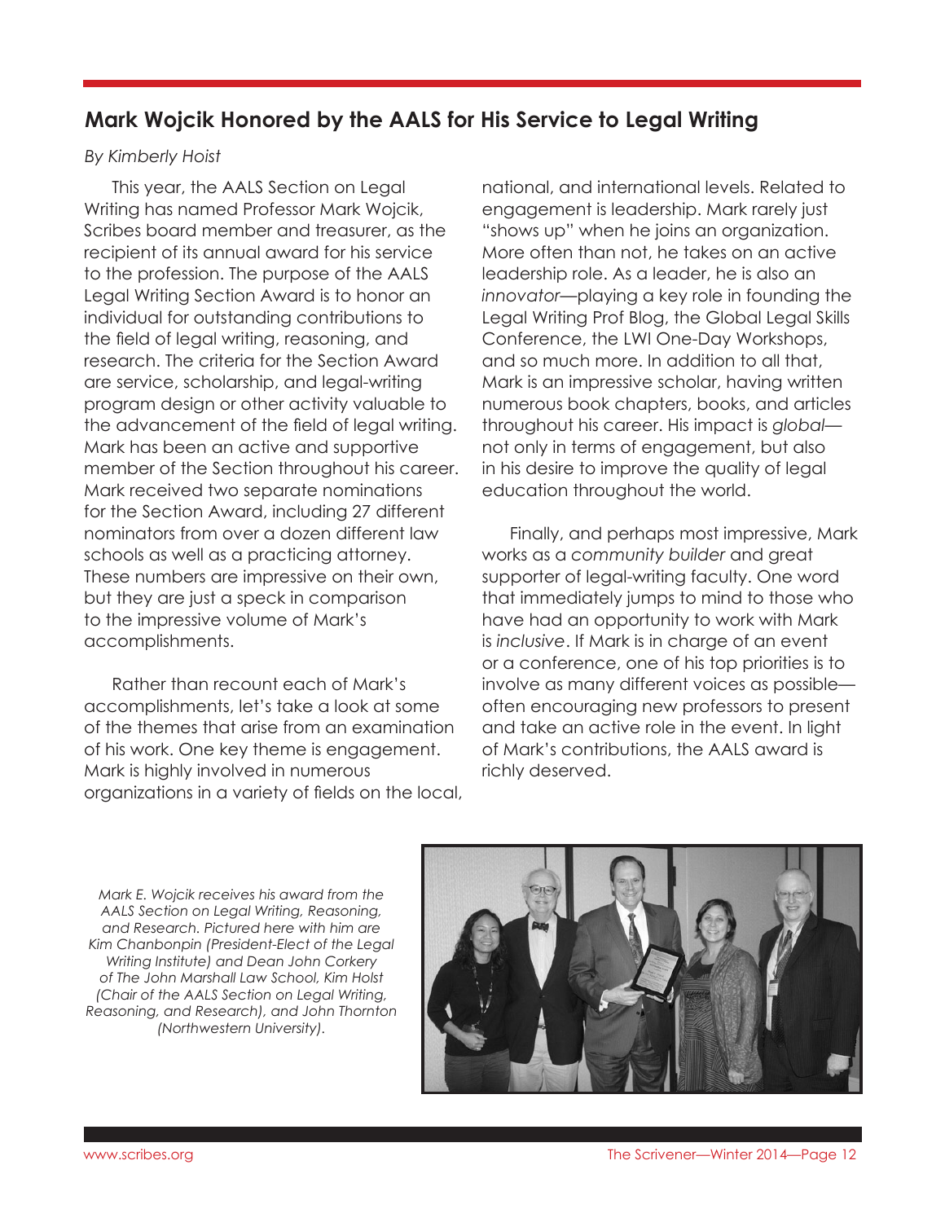## Mark Wojcik Honored by the AALS for His Service to Legal Writing

*By Kimberly Hoist*

This year, the AALS Section on Legal Writing has named Professor Mark Wojcik, Scribes board member and treasurer, as the recipient of its annual award for his service to the profession. The purpose of the AALS Legal Writing Section Award is to honor an individual for outstanding contributions to the field of legal writing, reasoning, and research. The criteria for the Section Award are service, scholarship, and legal-writing program design or other activity valuable to the advancement of the field of legal writing. Mark has been an active and supportive member of the Section throughout his career. Mark received two separate nominations for the Section Award, including 27 different nominators from over a dozen different law schools as well as a practicing attorney. These numbers are impressive on their own, but they are just a speck in comparison to the impressive volume of Mark's accomplishments.

Rather than recount each of Mark's accomplishments, let's take a look at some of the themes that arise from an examination of his work. One key theme is engagement. Mark is highly involved in numerous organizations in a variety of fields on the local, national, and international levels. Related to engagement is leadership. Mark rarely just "shows up" when he joins an organization. More often than not, he takes on an active leadership role. As a leader, he is also an *innovator*—playing a key role in founding the Legal Writing Prof Blog, the Global Legal Skills Conference, the LWI One-Day Workshops, and so much more. In addition to all that, Mark is an impressive scholar, having written numerous book chapters, books, and articles throughout his career. His impact is *global*—not only in terms of engagement, but also in his desire to improve the quality of legal education throughout the world.

Finally, and perhaps most impressive, Mark works as a *community builder* and great supporter of legal-writing faculty. One word that immediately jumps to mind to those who have had an opportunity to work with Mark is *inclusive*. If Mark is in charge of an event or a conference, one of his top priorities is to involve as many different voices as possible—often encouraging new professors to present and take an active role in the event. In light of Mark's contributions, the AALS award is richly deserved.

*Mark E. Wojcik receives his award from the AALS Section on Legal Writing, Reasoning, and Research. Pictured here with him are Kim Chanbonpin (President-Elect of the Legal Writing Institute) and Dean John Corkery of The John Marshall Law School, Kim Holst (Chair of the AALS Section on Legal Writing, Reasoning, and Research), and John Thornton (Northwestern University).*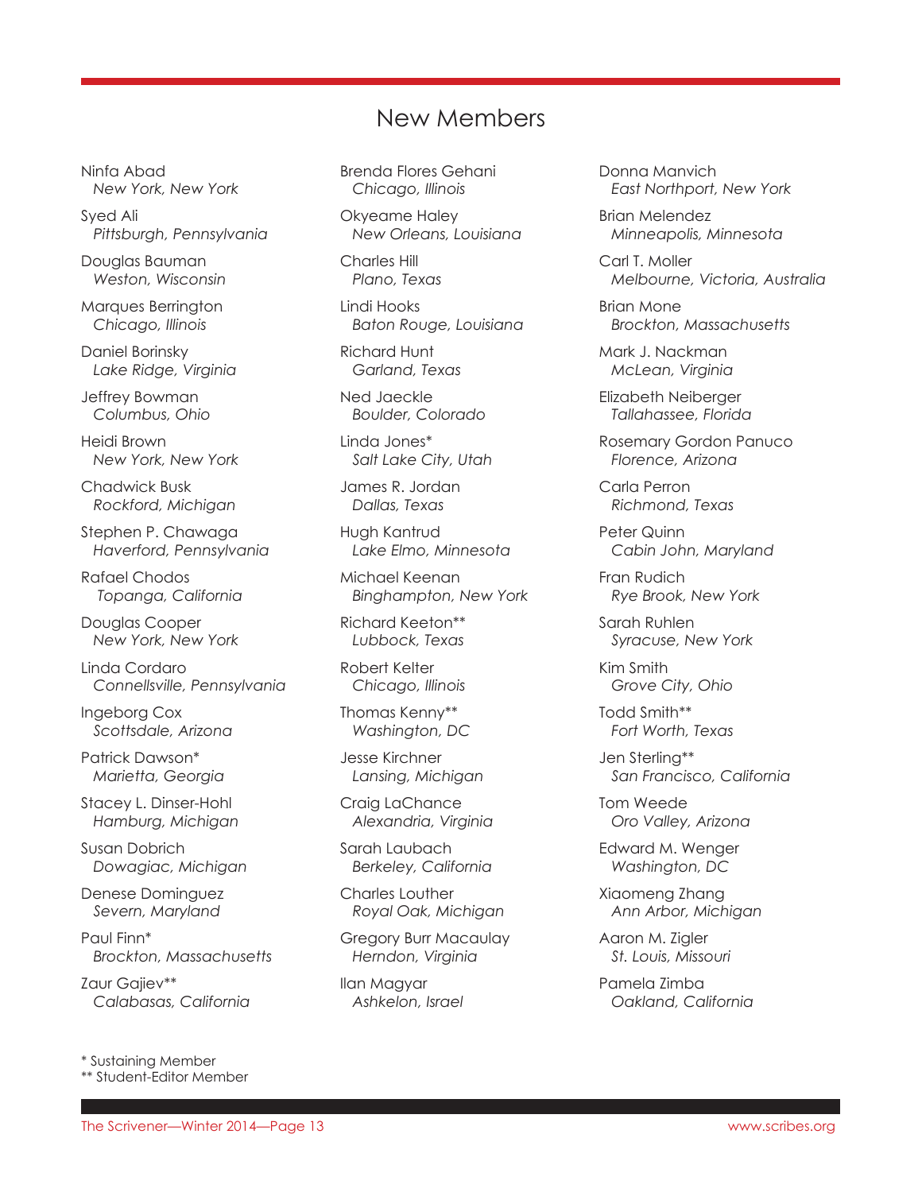# New Members

Ninfa Abad
*New York, New York*

Syed Ali
*Pittsburgh, Pennsylvania*

Douglas Bauman
*Weston, Wisconsin*

Marques Berrington
*Chicago, Illinois*

Daniel Borinsky
*Lake Ridge, Virginia*

Jeffrey Bowman
*Columbus, Ohio*

Heidi Brown
*New York, New York*

Chadwick Busk
*Rockford, Michigan*

Stephen P. Chawaga
*Haverford, Pennsylvania*

Rafael Chodos
*Topanga, California*

Douglas Cooper
*New York, New York*

Linda Cordaro
*Connellsville, Pennsylvania*

Ingeborg Cox
*Scottsdale, Arizona*

Patrick Dawson*
*Marietta, Georgia*

Stacey L. Dinser-Hohl
*Hamburg, Michigan*

Susan Dobrich
*Dowagiac, Michigan*

Denese Dominguez
*Severn, Maryland*

Paul Finn*
*Brockton, Massachusetts*

Zaur Gajiev**
*Calabasas, California*

Brenda Flores Gehani
*Chicago, Illinois*

Okyeame Haley
*New Orleans, Louisiana*

Charles Hill
*Plano, Texas*

Lindi Hooks
*Baton Rouge, Louisiana*

Richard Hunt
*Garland, Texas*

Ned Jaeckle
*Boulder, Colorado*

Linda Jones*
*Salt Lake City, Utah*

James R. Jordan
*Dallas, Texas*

Hugh Kantrud
*Lake Elmo, Minnesota*

Michael Keenan
*Binghampton, New York*

Richard Keeton**
*Lubbock, Texas*

Robert Kelter
*Chicago, Illinois*

Thomas Kenny**
*Washington, DC*

Jesse Kirchner
*Lansing, Michigan*

Craig LaChance
*Alexandria, Virginia*

Sarah Laubach
*Berkeley, California*

Charles Louther
*Royal Oak, Michigan*

Gregory Burr Macaulay
*Herndon, Virginia*

Ilan Magyar
*Ashkelon, Israel*

Donna Manvich
*East Northport, New York*

Brian Melendez
*Minneapolis, Minnesota*

Carl T. Moller
*Melbourne, Victoria, Australia*

Brian Mone
*Brockton, Massachusetts*

Mark J. Nackman
*McLean, Virginia*

Elizabeth Neiberger
*Tallahassee, Florida*

Rosemary Gordon Panuco
*Florence, Arizona*

Carla Perron
*Richmond, Texas*

Peter Quinn
*Cabin John, Maryland*

Fran Rudich
*Rye Brook, New York*

Sarah Ruhlen
*Syracuse, New York*

Kim Smith
*Grove City, Ohio*

Todd Smith**
*Fort Worth, Texas*

Jen Sterling**
*San Francisco, California*

Tom Weede
*Oro Valley, Arizona*

Edward M. Wenger
*Washington, DC*

Xiaomeng Zhang
*Ann Arbor, Michigan*

Aaron M. Zigler
*St. Louis, Missouri*

Pamela Zimba
*Oakland, California*

\* Sustaining Member
\** Student-Editor Member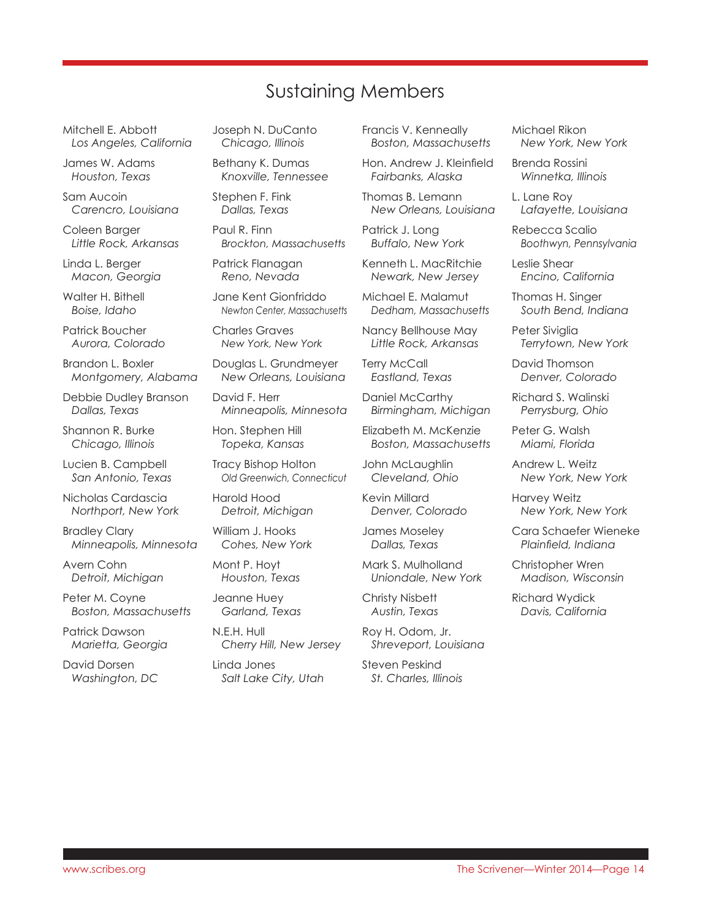# Sustaining Members

Mitchell E. Abbott
*Los Angeles, California*

James W. Adams
*Houston, Texas*

Sam Aucoin
*Carencro, Louisiana*

Coleen Barger
*Little Rock, Arkansas*

Linda L. Berger
*Macon, Georgia*

Walter H. Bithell
*Boise, Idaho*

Patrick Boucher
*Aurora, Colorado*

Brandon L. Boxler
*Montgomery, Alabama*

Debbie Dudley Branson
*Dallas, Texas*

Shannon R. Burke
*Chicago, Illinois*

Lucien B. Campbell
*San Antonio, Texas*

Nicholas Cardascia
*Northport, New York*

Bradley Clary
*Minneapolis, Minnesota*

Avern Cohn
*Detroit, Michigan*

Peter M. Coyne
*Boston, Massachusetts*

Patrick Dawson
*Marietta, Georgia*

David Dorsen
*Washington, DC*

Joseph N. DuCanto
*Chicago, Illinois*

Bethany K. Dumas
*Knoxville, Tennessee*

Stephen F. Fink
*Dallas, Texas*

Paul R. Finn
*Brockton, Massachusetts*

Patrick Flanagan
*Reno, Nevada*

Jane Kent Gionfriddo
*Newton Center, Massachusetts*

Charles Graves
*New York, New York*

Douglas L. Grundmeyer
*New Orleans, Louisiana*

David F. Herr
*Minneapolis, Minnesota*

Hon. Stephen Hill
*Topeka, Kansas*

Tracy Bishop Holton
*Old Greenwich, Connecticut*

Harold Hood
*Detroit, Michigan*

William J. Hooks
*Cohes, New York*

Mont P. Hoyt
*Houston, Texas*

Jeanne Huey
*Garland, Texas*

N.E.H. Hull
*Cherry Hill, New Jersey*

Linda Jones
*Salt Lake City, Utah*

Francis V. Kenneally
*Boston, Massachusetts*

Hon. Andrew J. Kleinfield
*Fairbanks, Alaska*

Thomas B. Lemann
*New Orleans, Louisiana*

Patrick J. Long
*Buffalo, New York*

Kenneth L. MacRitchie
*Newark, New Jersey*

Michael E. Malamut
*Dedham, Massachusetts*

Nancy Bellhouse May
*Little Rock, Arkansas*

Terry McCall
*Eastland, Texas*

Daniel McCarthy
*Birmingham, Michigan*

Elizabeth M. McKenzie
*Boston, Massachusetts*

John McLaughlin
*Cleveland, Ohio*

Kevin Millard
*Denver, Colorado*

James Moseley
*Dallas, Texas*

Mark S. Mulholland
*Uniondale, New York*

Christy Nisbett
*Austin, Texas*

Roy H. Odom, Jr.
*Shreveport, Louisiana*

Steven Peskind
*St. Charles, Illinois*

Michael Rikon
*New York, New York*

Brenda Rossini
*Winnetka, Illinois*

L. Lane Roy
*Lafayette, Louisiana*

Rebecca Scalio
*Boothwyn, Pennsylvania*

Leslie Shear
*Encino, California*

Thomas H. Singer
*South Bend, Indiana*

Peter Siviglia
*Terrytown, New York*

David Thomson
*Denver, Colorado*

Richard S. Walinski
*Perrysburg, Ohio*

Peter G. Walsh
*Miami, Florida*

Andrew L. Weitz
*New York, New York*

Harvey Weitz
*New York, New York*

Cara Schaefer Wieneke
*Plainfield, Indiana*

Christopher Wren
*Madison, Wisconsin*

Richard Wydick
*Davis, California*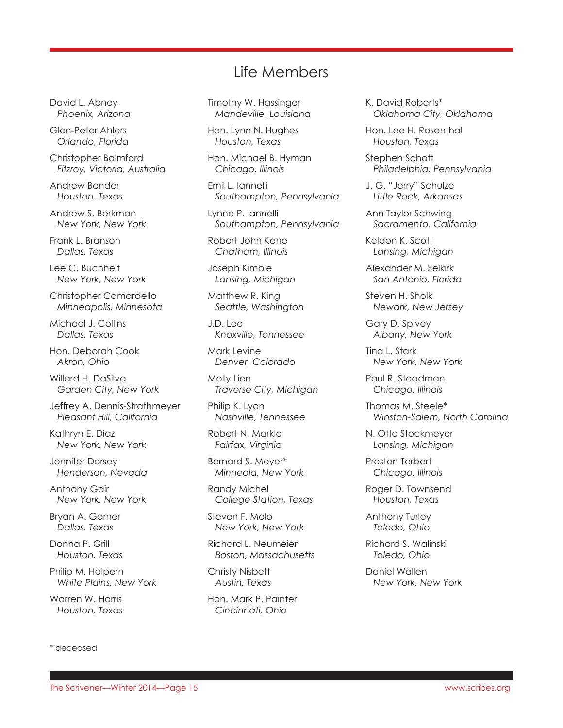# Life Members

David L. Abney
*Phoenix, Arizona*

Glen-Peter Ahlers
*Orlando, Florida*

Christopher Balmford
*Fitzroy, Victoria, Australia*

Andrew Bender
*Houston, Texas*

Andrew S. Berkman
*New York, New York*

Frank L. Branson
*Dallas, Texas*

Lee C. Buchheit
*New York, New York*

Christopher Camardello
*Minneapolis, Minnesota*

Michael J. Collins
*Dallas, Texas*

Hon. Deborah Cook
*Akron, Ohio*

Willard H. DaSilva
*Garden City, New York*

Jeffrey A. Dennis-Strathmeyer
*Pleasant Hill, California*

Kathryn E. Diaz
*New York, New York*

Jennifer Dorsey
*Henderson, Nevada*

Anthony Gair
*New York, New York*

Bryan A. Garner
*Dallas, Texas*

Donna P. Grill
*Houston, Texas*

Philip M. Halpern
*White Plains, New York*

Warren W. Harris
*Houston, Texas*

Timothy W. Hassinger
*Mandeville, Louisiana*

Hon. Lynn N. Hughes
*Houston, Texas*

Hon. Michael B. Hyman
*Chicago, Illinois*

Emil L. Iannelli
*Southampton, Pennsylvania*

Lynne P. Iannelli
*Southampton, Pennsylvania*

Robert John Kane
*Chatham, Illinois*

Joseph Kimble
*Lansing, Michigan*

Matthew R. King
*Seattle, Washington*

J.D. Lee
*Knoxville, Tennessee*

Mark Levine
*Denver, Colorado*

Molly Lien
*Traverse City, Michigan*

Philip K. Lyon
*Nashville, Tennessee*

Robert N. Markle
*Fairfax, Virginia*

Bernard S. Meyer*
*Minneola, New York*

Randy Michel
*College Station, Texas*

Steven F. Molo
*New York, New York*

Richard L. Neumeier
*Boston, Massachusetts*

Christy Nisbett
*Austin, Texas*

Hon. Mark P. Painter
*Cincinnati, Ohio*

K. David Roberts*
*Oklahoma City, Oklahoma*

Hon. Lee H. Rosenthal
*Houston, Texas*

Stephen Schott
*Philadelphia, Pennsylvania*

J. G. "Jerry" Schulze
*Little Rock, Arkansas*

Ann Taylor Schwing
*Sacramento, California*

Keldon K. Scott
*Lansing, Michigan*

Alexander M. Selkirk
*San Antonio, Florida*

Steven H. Sholk
*Newark, New Jersey*

Gary D. Spivey
*Albany, New York*

Tina L. Stark
*New York, New York*

Paul R. Steadman
*Chicago, Illinois*

Thomas M. Steele*
*Winston-Salem, North Carolina*

N. Otto Stockmeyer
*Lansing, Michigan*

Preston Torbert
*Chicago, Illinois*

Roger D. Townsend
*Houston, Texas*

Anthony Turley
*Toledo, Ohio*

Richard S. Walinski
*Toledo, Ohio*

Daniel Wallen
*New York, New York*

\* deceased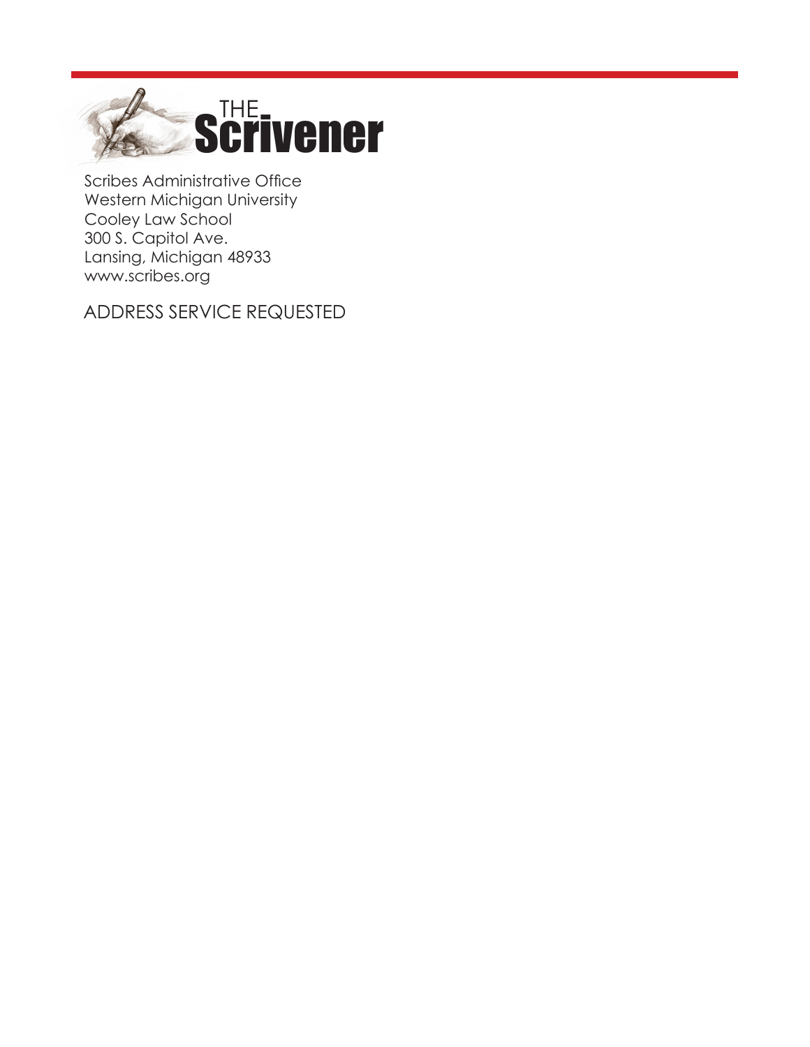# THE Scrivener

Scribes Administrative Office
Western Michigan University
Cooley Law School
300 S. Capitol Ave.
Lansing, Michigan 48933
www.scribes.org

ADDRESS SERVICE REQUESTED